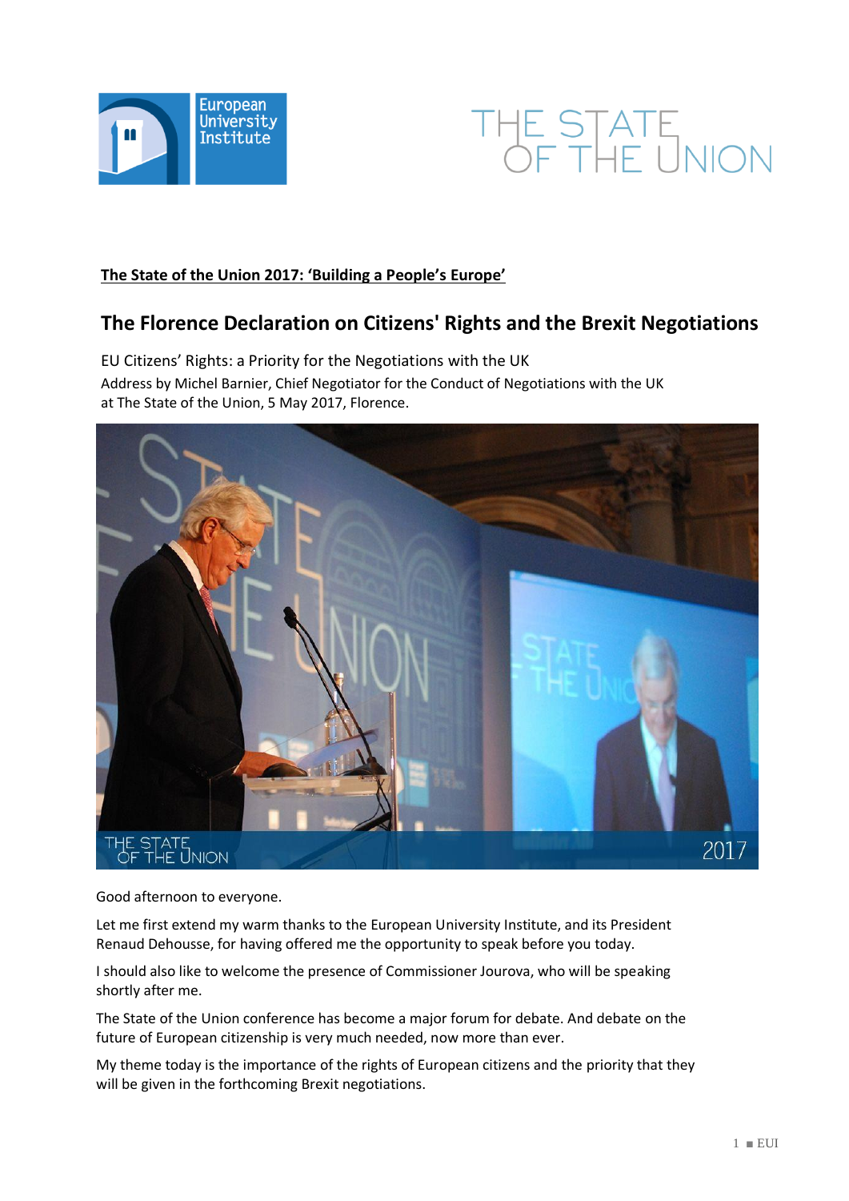**The State of the Union 2017: 'Building a People's Europe'**

## The Florence Declaration on Citizens' Rights and the Brexit Negotiations

EU Citizens' Rights: a Priority for the Negotiations with the UK

Address by Michel Barnier, Chief Negotiator for the Conduct of Negotiations with the UK at The State of the Union, 5 May 2017, Florence.

Good afternoon to everyone.

Let me first extend my warm thanks to the European University Institute, and its President Renaud Dehousse, for having offered me the opportunity to speak before you today.

I should also like to welcome the presence of Commissioner Jourova, who will be speaking shortly after me.

The State of the Union conference has become a major forum for debate. And debate on the future of European citizenship is very much needed, now more than ever.

My theme today is the importance of the rights of European citizens and the priority that they will be given in the forthcoming Brexit negotiations.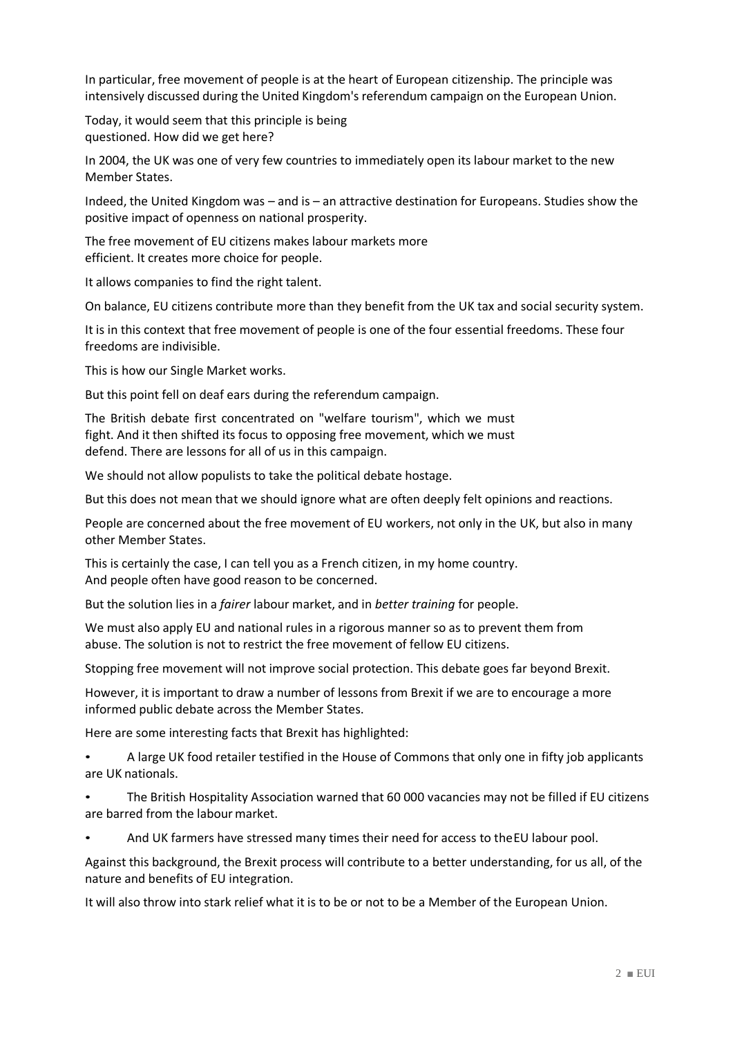In particular, free movement of people is at the heart of European citizenship. The principle was intensively discussed during the United Kingdom's referendum campaign on the European Union.

Today, it would seem that this principle is being questioned. How did we get here?

In 2004, the UK was one of very few countries to immediately open its labour market to the new Member States.

Indeed, the United Kingdom was – and is – an attractive destination for Europeans. Studies show the positive impact of openness on national prosperity.

The free movement of EU citizens makes labour markets more efficient. It creates more choice for people.

It allows companies to find the right talent.

On balance, EU citizens contribute more than they benefit from the UK tax and social security system.

It is in this context that free movement of people is one of the four essential freedoms. These four freedoms are indivisible.

This is how our Single Market works.

But this point fell on deaf ears during the referendum campaign.

The British debate first concentrated on "welfare tourism", which we must fight. And it then shifted its focus to opposing free movement, which we must defend. There are lessons for all of us in this campaign.

We should not allow populists to take the political debate hostage.

But this does not mean that we should ignore what are often deeply felt opinions and reactions.

People are concerned about the free movement of EU workers, not only in the UK, but also in many other Member States.

This is certainly the case, I can tell you as a French citizen, in my home country. And people often have good reason to be concerned.

But the solution lies in a *fairer* labour market, and in *better training* for people.

We must also apply EU and national rules in a rigorous manner so as to prevent them from abuse. The solution is not to restrict the free movement of fellow EU citizens.

Stopping free movement will not improve social protection. This debate goes far beyond Brexit.

However, it is important to draw a number of lessons from Brexit if we are to encourage a more informed public debate across the Member States.

Here are some interesting facts that Brexit has highlighted:

- A large UK food retailer testified in the House of Commons that only one in fifty job applicants are UK nationals.
- The British Hospitality Association warned that 60 000 vacancies may not be filled if EU citizens are barred from the labour market.
- And UK farmers have stressed many times their need for access to the EU labour pool.

Against this background, the Brexit process will contribute to a better understanding, for us all, of the nature and benefits of EU integration.

It will also throw into stark relief what it is to be or not to be a Member of the European Union.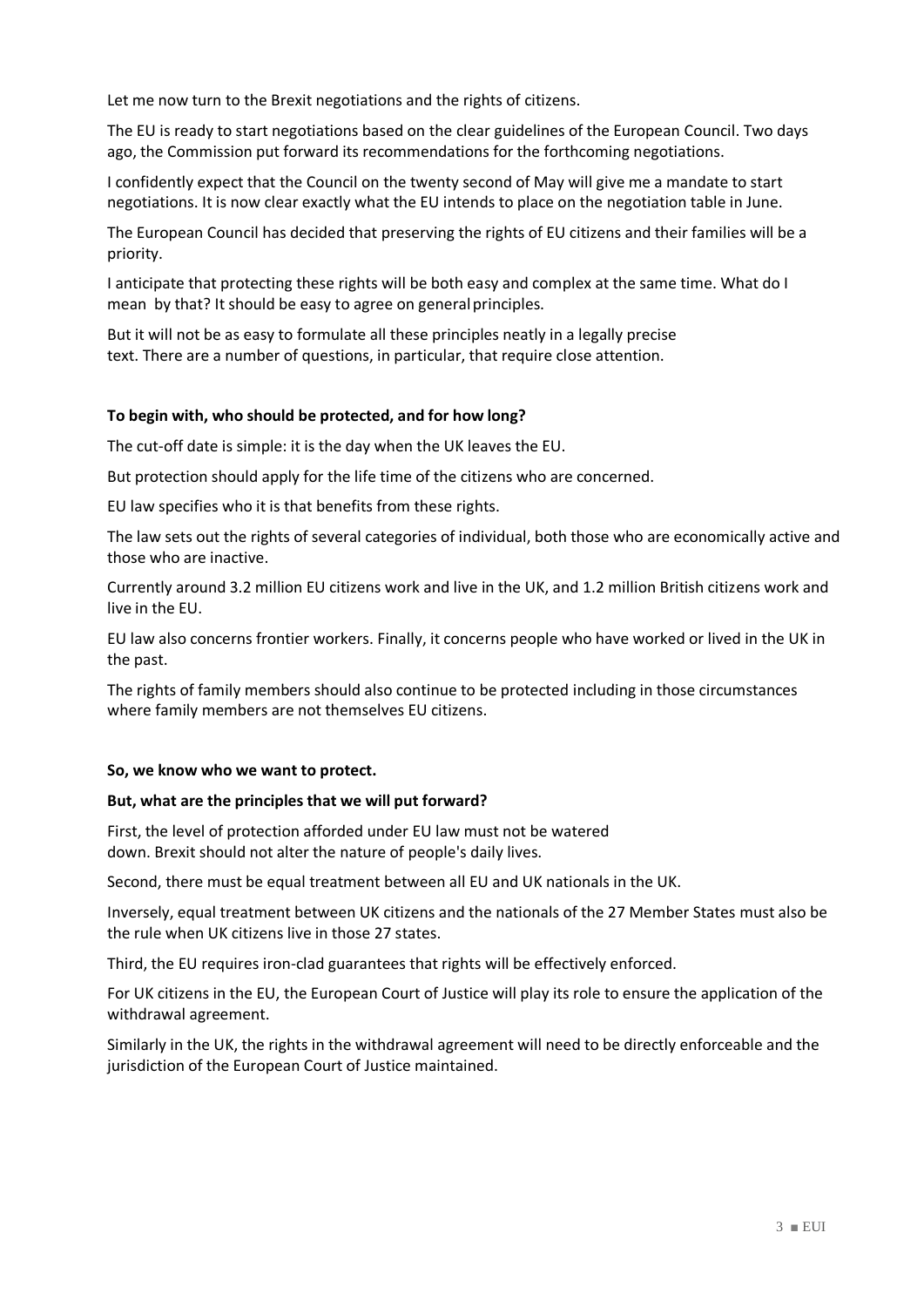Let me now turn to the Brexit negotiations and the rights of citizens.

The EU is ready to start negotiations based on the clear guidelines of the European Council. Two days ago, the Commission put forward its recommendations for the forthcoming negotiations.

I confidently expect that the Council on the twenty second of May will give me a mandate to start negotiations. It is now clear exactly what the EU intends to place on the negotiation table in June.

The European Council has decided that preserving the rights of EU citizens and their families will be a priority.

I anticipate that protecting these rights will be both easy and complex at the same time. What do I mean by that? It should be easy to agree on general principles.

But it will not be as easy to formulate all these principles neatly in a legally precise text. There are a number of questions, in particular, that require close attention.

**To begin with, who should be protected, and for how long?**

The cut-off date is simple: it is the day when the UK leaves the EU.

But protection should apply for the life time of the citizens who are concerned.

EU law specifies who it is that benefits from these rights.

The law sets out the rights of several categories of individual, both those who are economically active and those who are inactive.

Currently around 3.2 million EU citizens work and live in the UK, and 1.2 million British citizens work and live in the EU.

EU law also concerns frontier workers. Finally, it concerns people who have worked or lived in the UK in the past.

The rights of family members should also continue to be protected including in those circumstances where family members are not themselves EU citizens.

**So, we know who we want to protect.**

**But, what are the principles that we will put forward?**

First, the level of protection afforded under EU law must not be watered down. Brexit should not alter the nature of people's daily lives.

Second, there must be equal treatment between all EU and UK nationals in the UK.

Inversely, equal treatment between UK citizens and the nationals of the 27 Member States must also be the rule when UK citizens live in those 27 states.

Third, the EU requires iron-clad guarantees that rights will be effectively enforced.

For UK citizens in the EU, the European Court of Justice will play its role to ensure the application of the withdrawal agreement.

Similarly in the UK, the rights in the withdrawal agreement will need to be directly enforceable and the jurisdiction of the European Court of Justice maintained.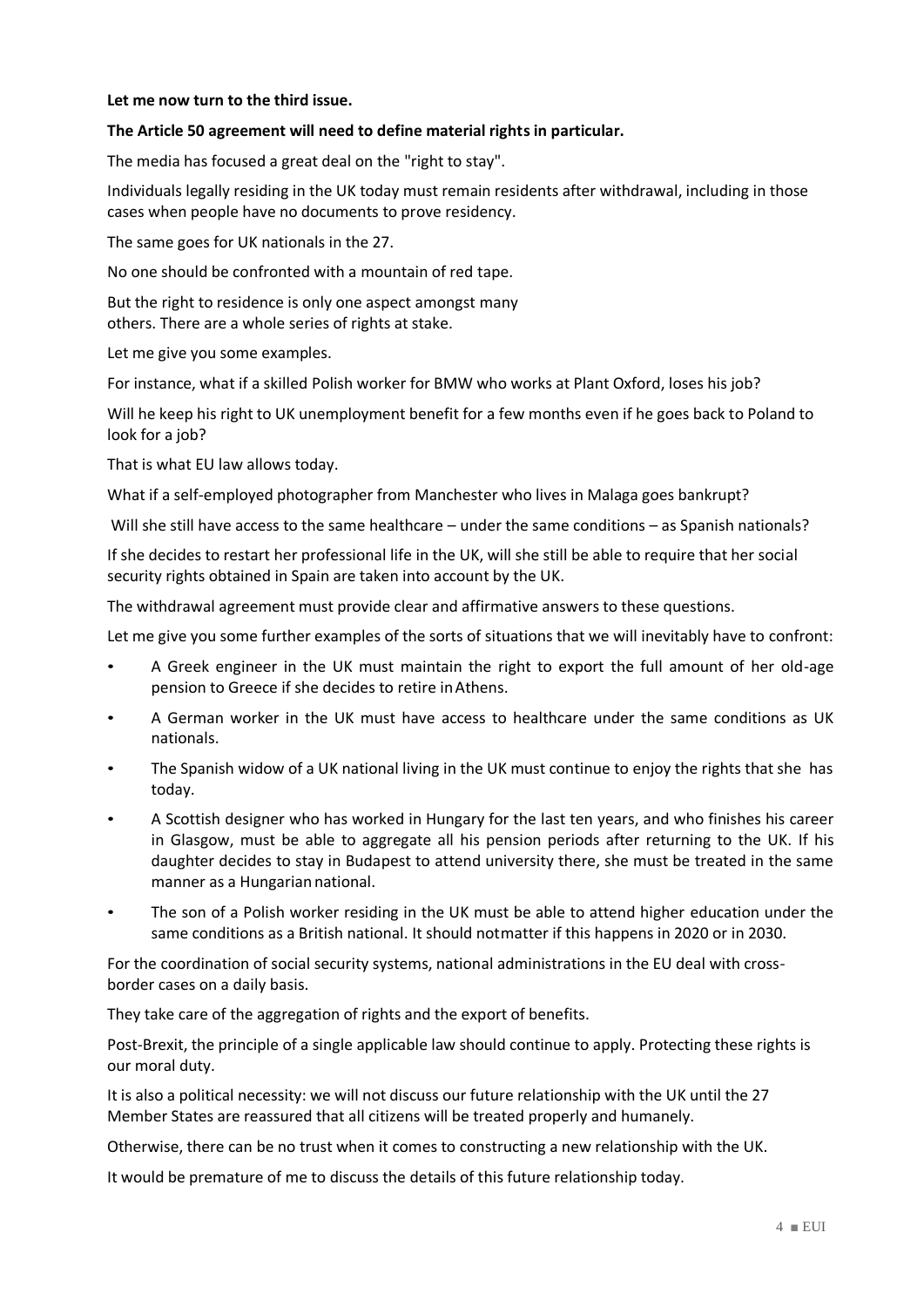**Let me now turn to the third issue.**

**The Article 50 agreement will need to define material rights in particular.**

The media has focused a great deal on the "right to stay".

Individuals legally residing in the UK today must remain residents after withdrawal, including in those cases when people have no documents to prove residency.

The same goes for UK nationals in the 27.

No one should be confronted with a mountain of red tape.

But the right to residence is only one aspect amongst many others. There are a whole series of rights at stake.

Let me give you some examples.

For instance, what if a skilled Polish worker for BMW who works at Plant Oxford, loses his job?

Will he keep his right to UK unemployment benefit for a few months even if he goes back to Poland to look for a job?

That is what EU law allows today.

What if a self-employed photographer from Manchester who lives in Malaga goes bankrupt?

Will she still have access to the same healthcare – under the same conditions – as Spanish nationals?

If she decides to restart her professional life in the UK, will she still be able to require that her social security rights obtained in Spain are taken into account by the UK.

The withdrawal agreement must provide clear and affirmative answers to these questions.

Let me give you some further examples of the sorts of situations that we will inevitably have to confront:

- A Greek engineer in the UK must maintain the right to export the full amount of her old-age pension to Greece if she decides to retire in Athens.
- A German worker in the UK must have access to healthcare under the same conditions as UK nationals.
- The Spanish widow of a UK national living in the UK must continue to enjoy the rights that she has today.
- A Scottish designer who has worked in Hungary for the last ten years, and who finishes his career in Glasgow, must be able to aggregate all his pension periods after returning to the UK. If his daughter decides to stay in Budapest to attend university there, she must be treated in the same manner as a Hungarian national.
- The son of a Polish worker residing in the UK must be able to attend higher education under the same conditions as a British national. It should not matter if this happens in 2020 or in 2030.

For the coordination of social security systems, national administrations in the EU deal with cross-border cases on a daily basis.

They take care of the aggregation of rights and the export of benefits.

Post-Brexit, the principle of a single applicable law should continue to apply. Protecting these rights is our moral duty.

It is also a political necessity: we will not discuss our future relationship with the UK until the 27 Member States are reassured that all citizens will be treated properly and humanely.

Otherwise, there can be no trust when it comes to constructing a new relationship with the UK.

It would be premature of me to discuss the details of this future relationship today.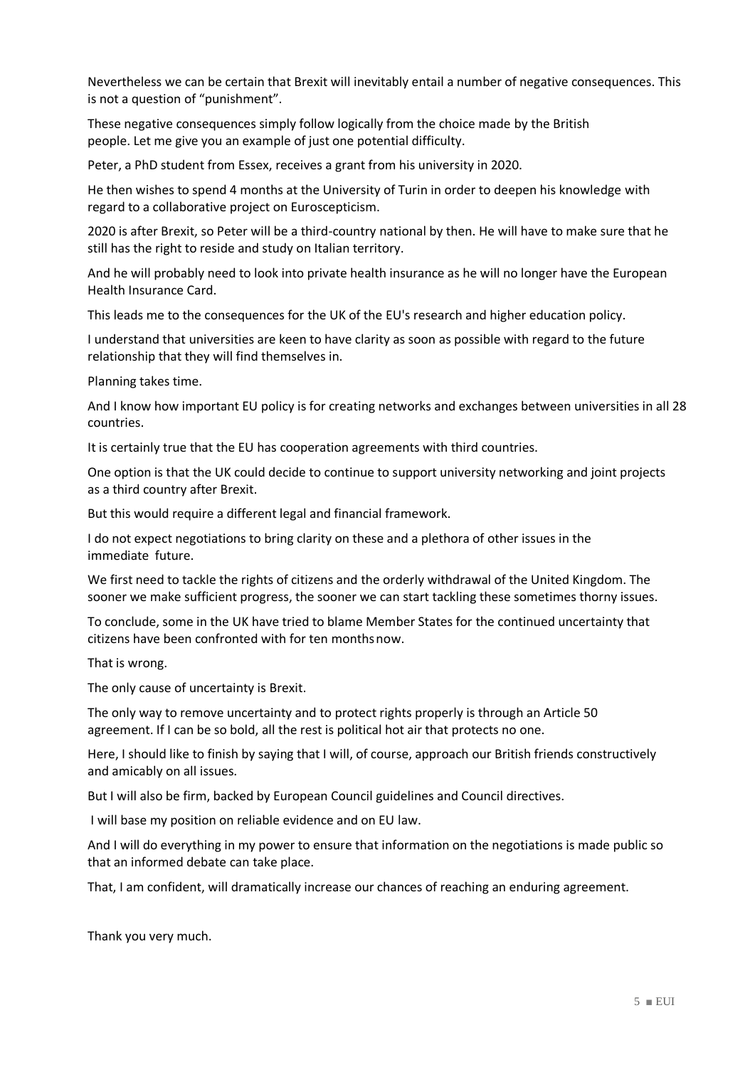Nevertheless we can be certain that Brexit will inevitably entail a number of negative consequences. This is not a question of "punishment".

These negative consequences simply follow logically from the choice made by the British people. Let me give you an example of just one potential difficulty.

Peter, a PhD student from Essex, receives a grant from his university in 2020.

He then wishes to spend 4 months at the University of Turin in order to deepen his knowledge with regard to a collaborative project on Euroscepticism.

2020 is after Brexit, so Peter will be a third-country national by then. He will have to make sure that he still has the right to reside and study on Italian territory.

And he will probably need to look into private health insurance as he will no longer have the European Health Insurance Card.

This leads me to the consequences for the UK of the EU's research and higher education policy.

I understand that universities are keen to have clarity as soon as possible with regard to the future relationship that they will find themselves in.

Planning takes time.

And I know how important EU policy is for creating networks and exchanges between universities in all 28 countries.

It is certainly true that the EU has cooperation agreements with third countries.

One option is that the UK could decide to continue to support university networking and joint projects as a third country after Brexit.

But this would require a different legal and financial framework.

I do not expect negotiations to bring clarity on these and a plethora of other issues in the immediate future.

We first need to tackle the rights of citizens and the orderly withdrawal of the United Kingdom. The sooner we make sufficient progress, the sooner we can start tackling these sometimes thorny issues.

To conclude, some in the UK have tried to blame Member States for the continued uncertainty that citizens have been confronted with for ten months now.

That is wrong.

The only cause of uncertainty is Brexit.

The only way to remove uncertainty and to protect rights properly is through an Article 50 agreement. If I can be so bold, all the rest is political hot air that protects no one.

Here, I should like to finish by saying that I will, of course, approach our British friends constructively and amicably on all issues.

But I will also be firm, backed by European Council guidelines and Council directives.

I will base my position on reliable evidence and on EU law.

And I will do everything in my power to ensure that information on the negotiations is made public so that an informed debate can take place.

That, I am confident, will dramatically increase our chances of reaching an enduring agreement.

Thank you very much.